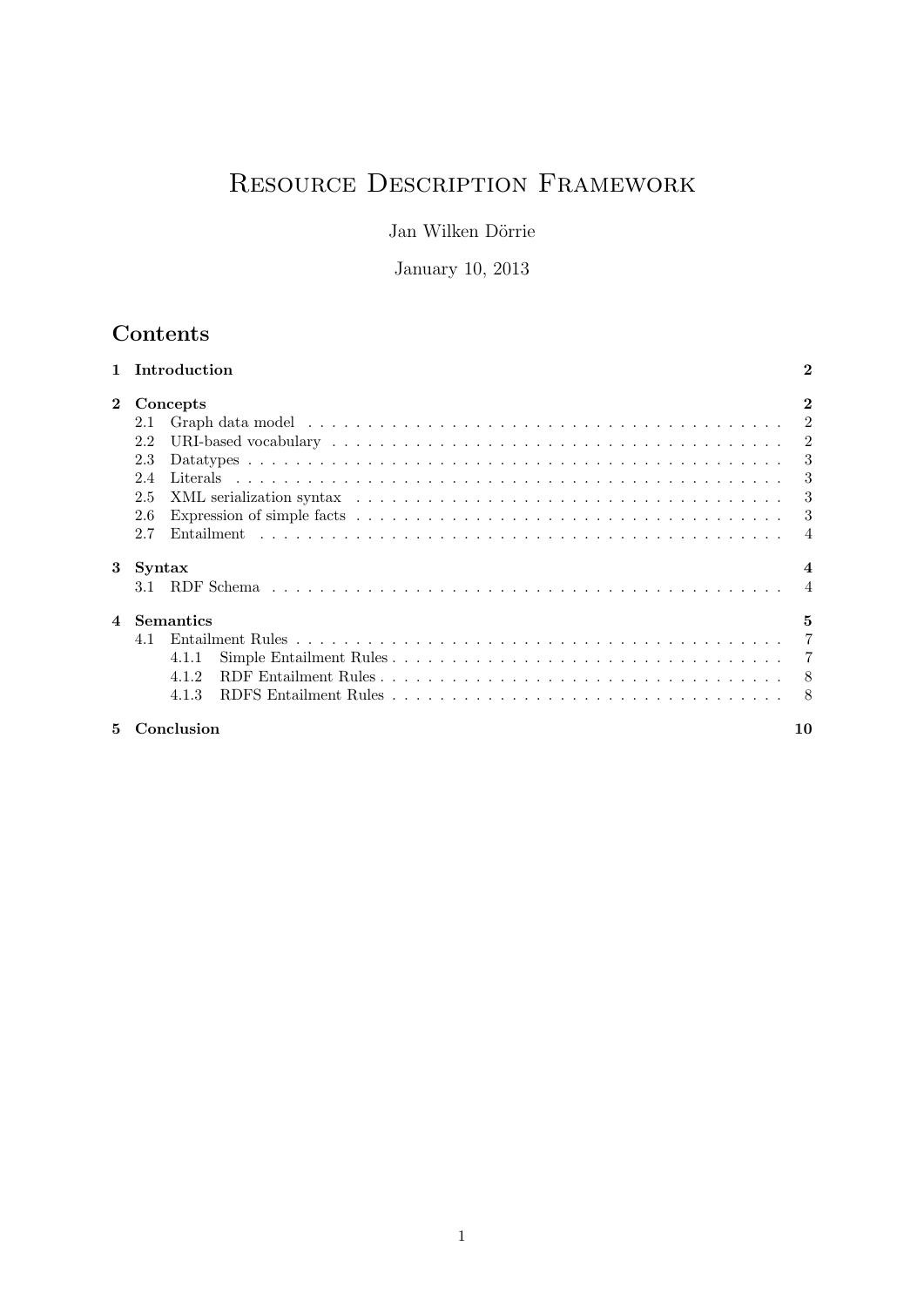# Resource Description Framework

Jan Wilken Dörrie

January 10, 2013

## Contents

- 1 Introduction — 2
- 2 Concepts — 2
  - 2.1 Graph data model — 2
  - 2.2 URI-based vocabulary — 2
  - 2.3 Datatypes — 3
  - 2.4 Literals — 3
  - 2.5 XML serialization syntax — 3
  - 2.6 Expression of simple facts — 3
  - 2.7 Entailment — 4
- 3 Syntax — 4
  - 3.1 RDF Schema — 4
- 4 Semantics — 5
  - 4.1 Entailment Rules — 7
    - 4.1.1 Simple Entailment Rules — 7
    - 4.1.2 RDF Entailment Rules — 8
    - 4.1.3 RDFS Entailment Rules — 8
- 5 Conclusion — 10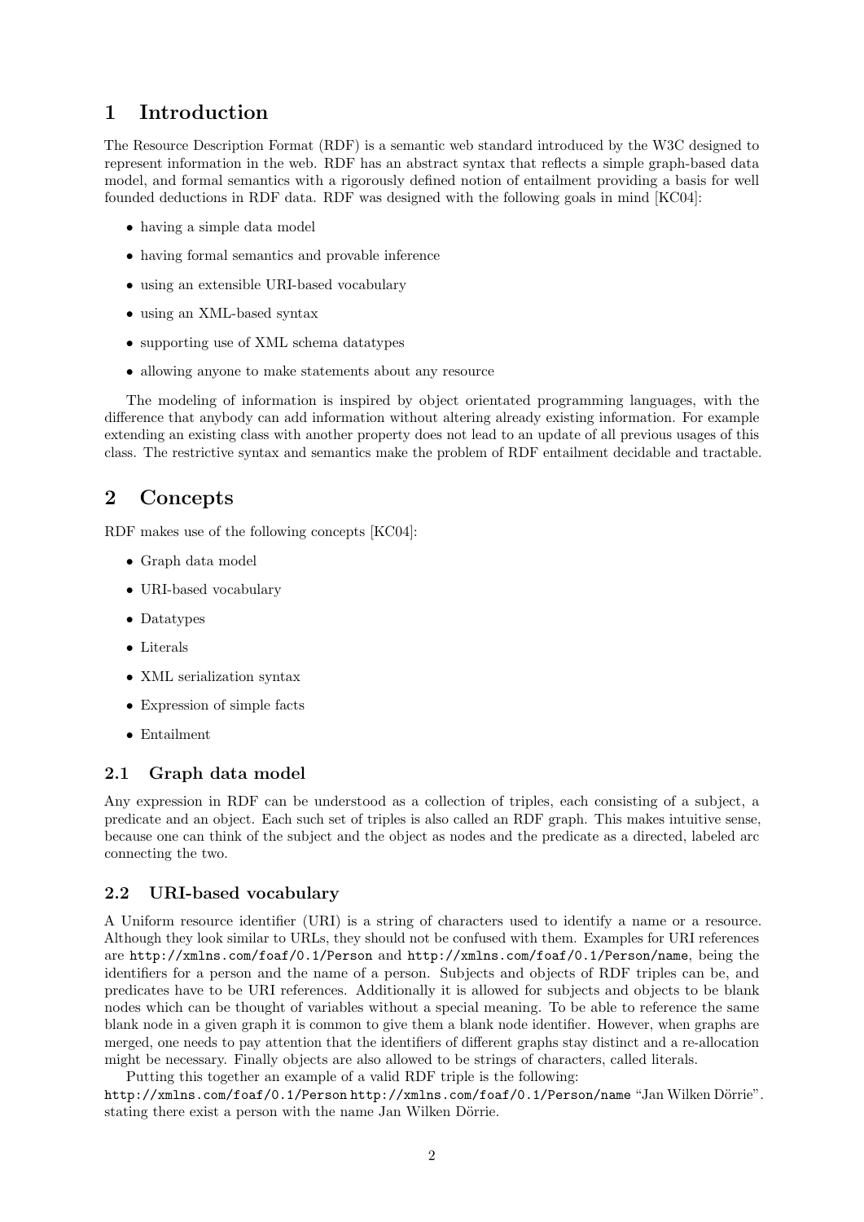# 1 Introduction

The Resource Description Format (RDF) is a semantic web standard introduced by the W3C designed to represent information in the web. RDF has an abstract syntax that reflects a simple graph-based data model, and formal semantics with a rigorously defined notion of entailment providing a basis for well founded deductions in RDF data. RDF was designed with the following goals in mind [KC04]:

- having a simple data model
- having formal semantics and provable inference
- using an extensible URI-based vocabulary
- using an XML-based syntax
- supporting use of XML schema datatypes
- allowing anyone to make statements about any resource

The modeling of information is inspired by object orientated programming languages, with the difference that anybody can add information without altering already existing information. For example extending an existing class with another property does not lead to an update of all previous usages of this class. The restrictive syntax and semantics make the problem of RDF entailment decidable and tractable.

# 2 Concepts

RDF makes use of the following concepts [KC04]:

- Graph data model
- URI-based vocabulary
- Datatypes
- Literals
- XML serialization syntax
- Expression of simple facts
- Entailment

## 2.1 Graph data model

Any expression in RDF can be understood as a collection of triples, each consisting of a subject, a predicate and an object. Each such set of triples is also called an RDF graph. This makes intuitive sense, because one can think of the subject and the object as nodes and the predicate as a directed, labeled arc connecting the two.

## 2.2 URI-based vocabulary

A Uniform resource identifier (URI) is a string of characters used to identify a name or a resource. Although they look similar to URLs, they should not be confused with them. Examples for URI references are `http://xmlns.com/foaf/0.1/Person` and `http://xmlns.com/foaf/0.1/Person/name`, being the identifiers for a person and the name of a person. Subjects and objects of RDF triples can be, and predicates have to be URI references. Additionally it is allowed for subjects and objects to be blank nodes which can be thought of variables without a special meaning. To be able to reference the same blank node in a given graph it is common to give them a blank node identifier. However, when graphs are merged, one needs to pay attention that the identifiers of different graphs stay distinct and a re-allocation might be necessary. Finally objects are also allowed to be strings of characters, called literals.

Putting this together an example of a valid RDF triple is the following:
`http://xmlns.com/foaf/0.1/Person` `http://xmlns.com/foaf/0.1/Person/name` "Jan Wilken Dörrie". stating there exist a person with the name Jan Wilken Dörrie.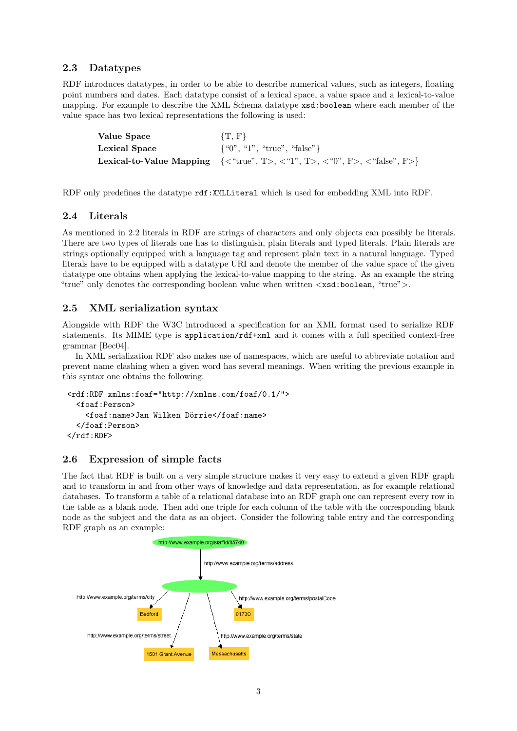## 2.3 Datatypes

RDF introduces datatypes, in order to be able to describe numerical values, such as integers, floating point numbers and dates. Each datatype consist of a lexical space, a value space and a lexical-to-value mapping. For example to describe the XML Schema datatype `xsd:boolean` where each member of the value space has two lexical representations the following is used:

| | |
|---|---|
| **Value Space** | {T, F} |
| **Lexical Space** | {“0”, “1”, “true”, “false”} |
| **Lexical-to-Value Mapping** | {<“true”, T>, <“1”, T>, <“0”, F>, <“false”, F>} |

RDF only predefines the datatype `rdf:XMLLiteral` which is used for embedding XML into RDF.

## 2.4 Literals

As mentioned in 2.2 literals in RDF are strings of characters and only objects can possibly be literals. There are two types of literals one has to distinguish, plain literals and typed literals. Plain literals are strings optionally equipped with a language tag and represent plain text in a natural language. Typed literals have to be equipped with a datatype URI and denote the member of the value space of the given datatype one obtains when applying the lexical-to-value mapping to the string. As an example the string “true” only denotes the corresponding boolean value when written <`xsd:boolean`, “true”>.

## 2.5 XML serialization syntax

Alongside with RDF the W3C introduced a specification for an XML format used to serialize RDF statements. Its MIME type is `application/rdf+xml` and it comes with a full specified context-free grammar [Bec04].

In XML serialization RDF also makes use of namespaces, which are useful to abbreviate notation and prevent name clashing when a given word has several meanings. When writing the previous example in this syntax one obtains the following:

```
<rdf:RDF xmlns:foaf="http://xmlns.com/foaf/0.1/">
  <foaf:Person>
    <foaf:name>Jan Wilken Dörrie</foaf:name>
  </foaf:Person>
</rdf:RDF>
```

## 2.6 Expression of simple facts

The fact that RDF is built on a very simple structure makes it very easy to extend a given RDF graph and to transform in and from other ways of knowledge and data representation, as for example relational databases. To transform a table of a relational database into an RDF graph one can represent every row in the table as a blank node. Then add one triple for each column of the table with the corresponding blank node as the subject and the data as an object. Consider the following table entry and the corresponding RDF graph as an example: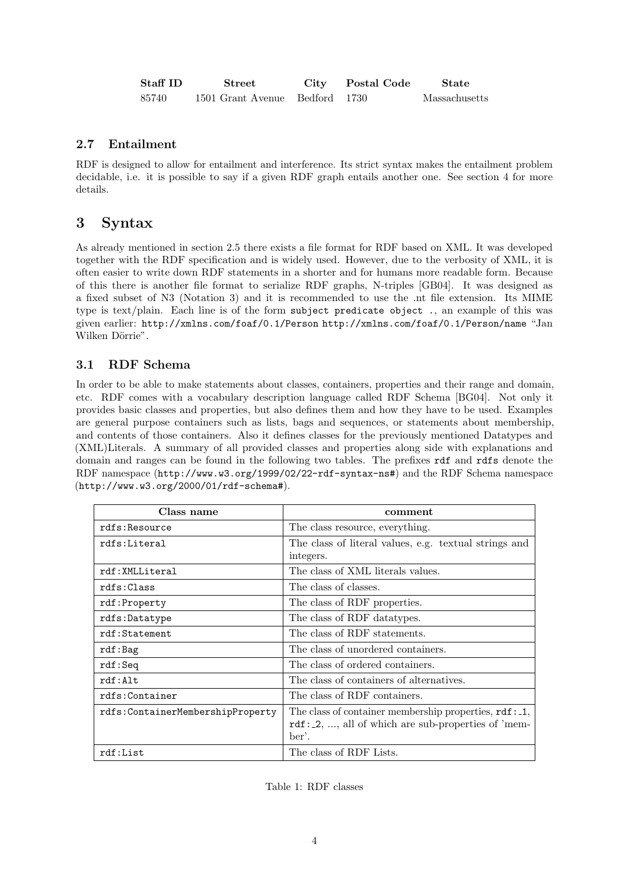| Staff ID | Street | City | Postal Code | State |
|---|---|---|---|---|
| 85740 | 1501 Grant Avenue | Bedford | 1730 | Massachusetts |

## 2.7 Entailment

RDF is designed to allow for entailment and interference. Its strict syntax makes the entailment problem decidable, i.e. it is possible to say if a given RDF graph entails another one. See section 4 for more details.

# 3 Syntax

As already mentioned in section 2.5 there exists a file format for RDF based on XML. It was developed together with the RDF specification and is widely used. However, due to the verbosity of XML, it is often easier to write down RDF statements in a shorter and for humans more readable form. Because of this there is another file format to serialize RDF graphs, N-triples [GB04]. It was designed as a fixed subset of N3 (Notation 3) and it is recommended to use the .nt file extension. Its MIME type is text/plain. Each line is of the form `subject predicate object .`, an example of this was given earlier: `http://xmlns.com/foaf/0.1/Person` `http://xmlns.com/foaf/0.1/Person/name` "Jan Wilken Dörrie".

## 3.1 RDF Schema

In order to be able to make statements about classes, containers, properties and their range and domain, etc. RDF comes with a vocabulary description language called RDF Schema [BG04]. Not only it provides basic classes and properties, but also defines them and how they have to be used. Examples are general purpose containers such as lists, bags and sequences, or statements about membership, and contents of those containers. Also it defines classes for the previously mentioned Datatypes and (XML)Literals. A summary of all provided classes and properties along side with explanations and domain and ranges can be found in the following two tables. The prefixes `rdf` and `rdfs` denote the RDF namespace (`http://www.w3.org/1999/02/22-rdf-syntax-ns#`) and the RDF Schema namespace (`http://www.w3.org/2000/01/rdf-schema#`).

| Class name | comment |
|---|---|
| `rdfs:Resource` | The class resource, everything. |
| `rdfs:Literal` | The class of literal values, e.g. textual strings and integers. |
| `rdf:XMLLiteral` | The class of XML literals values. |
| `rdfs:Class` | The class of classes. |
| `rdf:Property` | The class of RDF properties. |
| `rdfs:Datatype` | The class of RDF datatypes. |
| `rdf:Statement` | The class of RDF statements. |
| `rdf:Bag` | The class of unordered containers. |
| `rdf:Seq` | The class of ordered containers. |
| `rdf:Alt` | The class of containers of alternatives. |
| `rdfs:Container` | The class of RDF containers. |
| `rdfs:ContainerMembershipProperty` | The class of container membership properties, `rdf:_1`, `rdf:_2`, ..., all of which are sub-properties of 'member'. |
| `rdf:List` | The class of RDF Lists. |

Table 1: RDF classes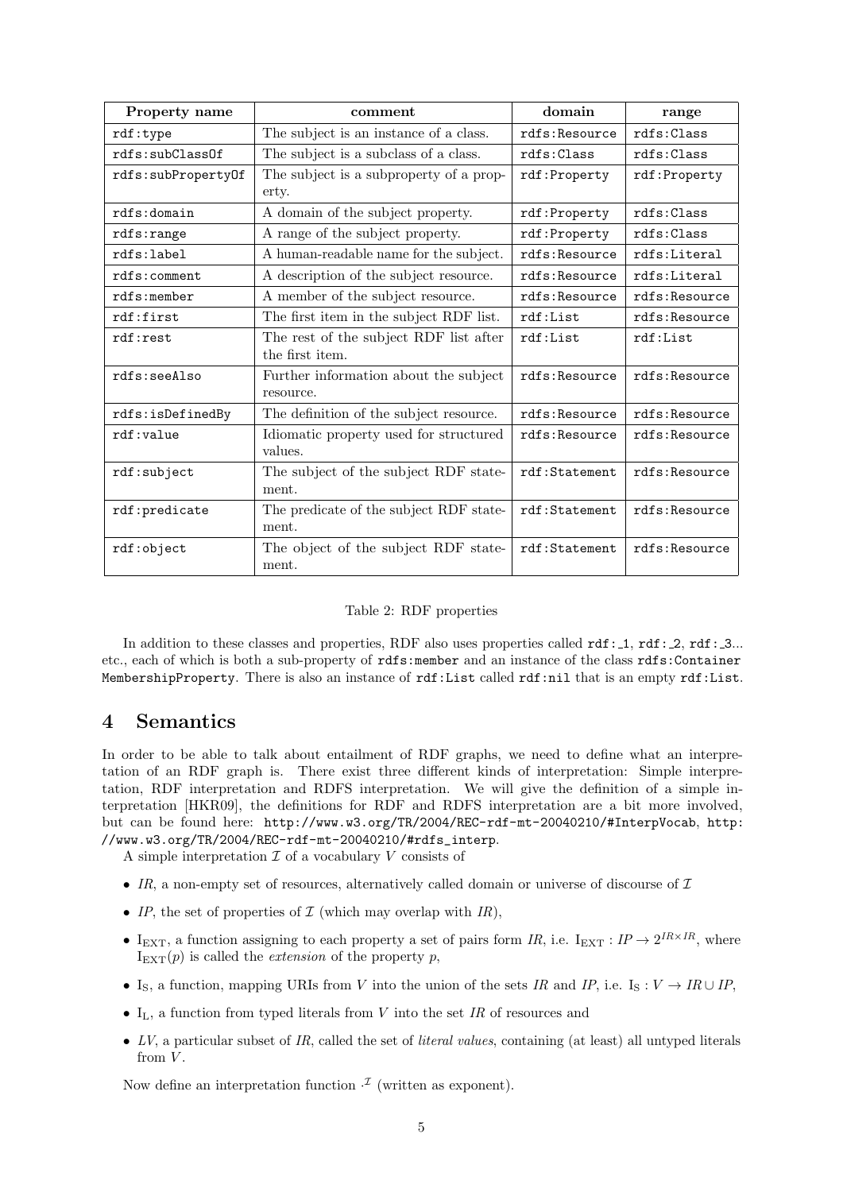| Property name | comment | domain | range |
|---|---|---|---|
| rdf:type | The subject is an instance of a class. | rdfs:Resource | rdfs:Class |
| rdfs:subClassOf | The subject is a subclass of a class. | rdfs:Class | rdfs:Class |
| rdfs:subPropertyOf | The subject is a subproperty of a property. | rdf:Property | rdf:Property |
| rdfs:domain | A domain of the subject property. | rdf:Property | rdfs:Class |
| rdfs:range | A range of the subject property. | rdf:Property | rdfs:Class |
| rdfs:label | A human-readable name for the subject. | rdfs:Resource | rdfs:Literal |
| rdfs:comment | A description of the subject resource. | rdfs:Resource | rdfs:Literal |
| rdfs:member | A member of the subject resource. | rdfs:Resource | rdfs:Resource |
| rdf:first | The first item in the subject RDF list. | rdf:List | rdfs:Resource |
| rdf:rest | The rest of the subject RDF list after the first item. | rdf:List | rdf:List |
| rdfs:seeAlso | Further information about the subject resource. | rdfs:Resource | rdfs:Resource |
| rdfs:isDefinedBy | The definition of the subject resource. | rdfs:Resource | rdfs:Resource |
| rdf:value | Idiomatic property used for structured values. | rdfs:Resource | rdfs:Resource |
| rdf:subject | The subject of the subject RDF statement. | rdf:Statement | rdfs:Resource |
| rdf:predicate | The predicate of the subject RDF statement. | rdf:Statement | rdfs:Resource |
| rdf:object | The object of the subject RDF statement. | rdf:Statement | rdfs:Resource |

Table 2: RDF properties

In addition to these classes and properties, RDF also uses properties called rdf:_1, rdf:_2, rdf:_3... etc., each of which is both a sub-property of rdfs:member and an instance of the class rdfs:ContainerMembershipProperty. There is also an instance of rdf:List called rdf:nil that is an empty rdf:List.

# 4 Semantics

In order to be able to talk about entailment of RDF graphs, we need to define what an interpretation of an RDF graph is. There exist three different kinds of interpretation: Simple interpretation, RDF interpretation and RDFS interpretation. We will give the definition of a simple interpretation [HKR09], the definitions for RDF and RDFS interpretation are a bit more involved, but can be found here: http://www.w3.org/TR/2004/REC-rdf-mt-20040210/#InterpVocab, http://www.w3.org/TR/2004/REC-rdf-mt-20040210/#rdfs_interp.

A simple interpretation $\mathcal{I}$ of a vocabulary $V$ consists of

- *IR*, a non-empty set of resources, alternatively called domain or universe of discourse of $\mathcal{I}$
- *IP*, the set of properties of $\mathcal{I}$ (which may overlap with *IR*),
- $\mathrm{I}_{\mathrm{EXT}}$, a function assigning to each property a set of pairs form *IR*, i.e. $\mathrm{I}_{\mathrm{EXT}} : IP \rightarrow 2^{IR \times IR}$, where $\mathrm{I}_{\mathrm{EXT}}(p)$ is called the *extension* of the property $p$,
- $\mathrm{I}_{\mathrm{S}}$, a function, mapping URIs from $V$ into the union of the sets *IR* and *IP*, i.e. $\mathrm{I}_{\mathrm{S}} : V \rightarrow IR \cup IP$,
- $\mathrm{I}_{\mathrm{L}}$, a function from typed literals from $V$ into the set *IR* of resources and
- *LV*, a particular subset of *IR*, called the set of *literal values*, containing (at least) all untyped literals from $V$.

Now define an interpretation function $\cdot^{\mathcal{I}}$ (written as exponent).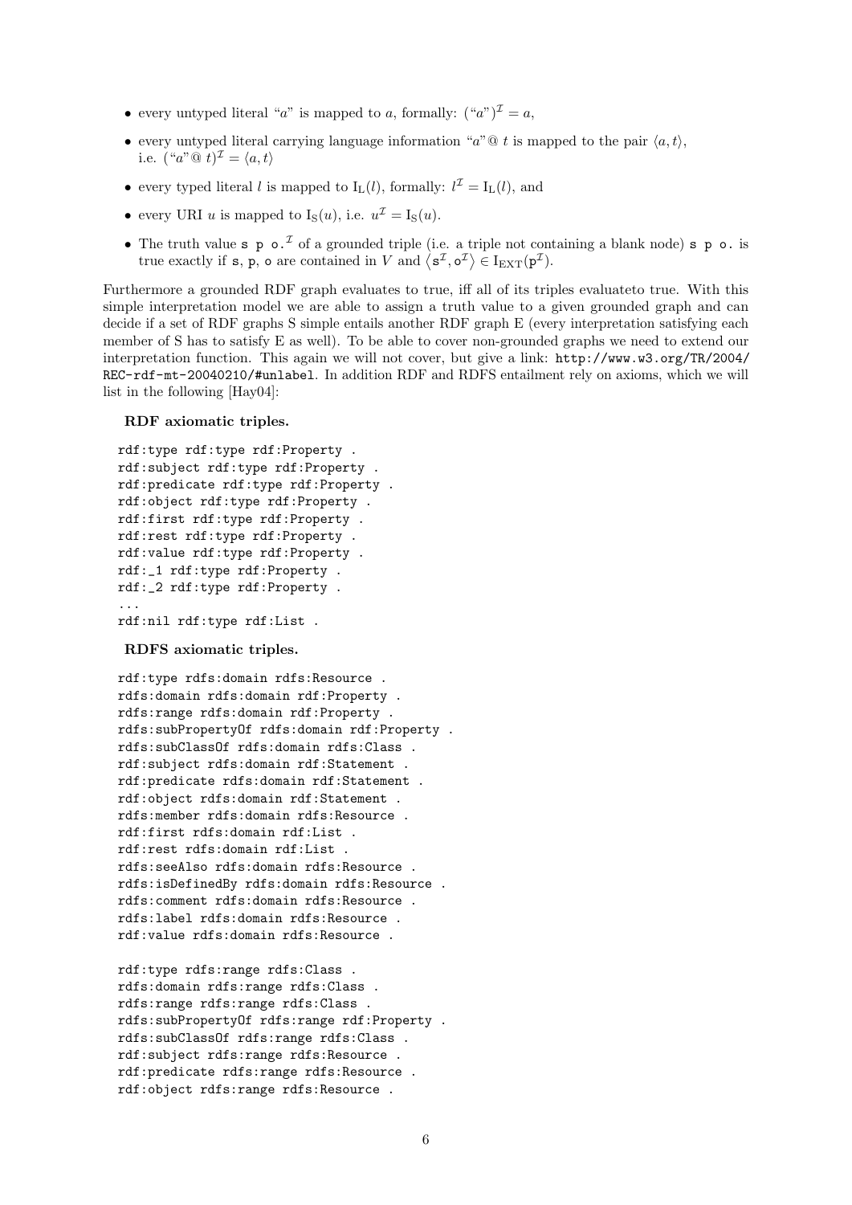- every untyped literal "$a$" is mapped to $a$, formally: $(``a")^{\mathcal{I}} = a$,
- every untyped literal carrying language information "$a$"@ $t$ is mapped to the pair $\langle a, t\rangle$, i.e. $(``a"@\ t)^{\mathcal{I}} = \langle a, t\rangle$
- every typed literal $l$ is mapped to $\mathrm{I_L}(l)$, formally: $l^{\mathcal{I}} = \mathrm{I_L}(l)$, and
- every URI $u$ is mapped to $\mathrm{I_S}(u)$, i.e. $u^{\mathcal{I}} = \mathrm{I_S}(u)$.
- The truth value `s p o.`$^{\mathcal{I}}$ of a grounded triple (i.e. a triple not containing a blank node) `s p o.` is true exactly if `s`, `p`, `o` are contained in $V$ and $\langle \mathtt{s}^{\mathcal{I}}, \mathtt{o}^{\mathcal{I}}\rangle \in \mathrm{I_{EXT}}(\mathtt{p}^{\mathcal{I}})$.

Furthermore a grounded RDF graph evaluates to true, iff all of its triples evaluateto true. With this simple interpretation model we are able to assign a truth value to a given grounded graph and can decide if a set of RDF graphs S simple entails another RDF graph E (every interpretation satisfying each member of S has to satisfy E as well). To be able to cover non-grounded graphs we need to extend our interpretation function. This again we will not cover, but give a link: `http://www.w3.org/TR/2004/REC-rdf-mt-20040210/#unlabel`. In addition RDF and RDFS entailment rely on axioms, which we will list in the following [Hay04]:

**RDF axiomatic triples.**

```
rdf:type rdf:type rdf:Property .
rdf:subject rdf:type rdf:Property .
rdf:predicate rdf:type rdf:Property .
rdf:object rdf:type rdf:Property .
rdf:first rdf:type rdf:Property .
rdf:rest rdf:type rdf:Property .
rdf:value rdf:type rdf:Property .
rdf:_1 rdf:type rdf:Property .
rdf:_2 rdf:type rdf:Property .
...
rdf:nil rdf:type rdf:List .
```

**RDFS axiomatic triples.**

```
rdf:type rdfs:domain rdfs:Resource .
rdfs:domain rdfs:domain rdf:Property .
rdfs:range rdfs:domain rdf:Property .
rdfs:subPropertyOf rdfs:domain rdf:Property .
rdfs:subClassOf rdfs:domain rdfs:Class .
rdf:subject rdfs:domain rdf:Statement .
rdf:predicate rdfs:domain rdf:Statement .
rdf:object rdfs:domain rdf:Statement .
rdfs:member rdfs:domain rdfs:Resource .
rdf:first rdfs:domain rdf:List .
rdf:rest rdfs:domain rdf:List .
rdfs:seeAlso rdfs:domain rdfs:Resource .
rdfs:isDefinedBy rdfs:domain rdfs:Resource .
rdfs:comment rdfs:domain rdfs:Resource .
rdfs:label rdfs:domain rdfs:Resource .
rdf:value rdfs:domain rdfs:Resource .

rdf:type rdfs:range rdfs:Class .
rdfs:domain rdfs:range rdfs:Class .
rdfs:range rdfs:range rdfs:Class .
rdfs:subPropertyOf rdfs:range rdf:Property .
rdfs:subClassOf rdfs:range rdfs:Class .
rdf:subject rdfs:range rdfs:Resource .
rdf:predicate rdfs:range rdfs:Resource .
rdf:object rdfs:range rdfs:Resource .
```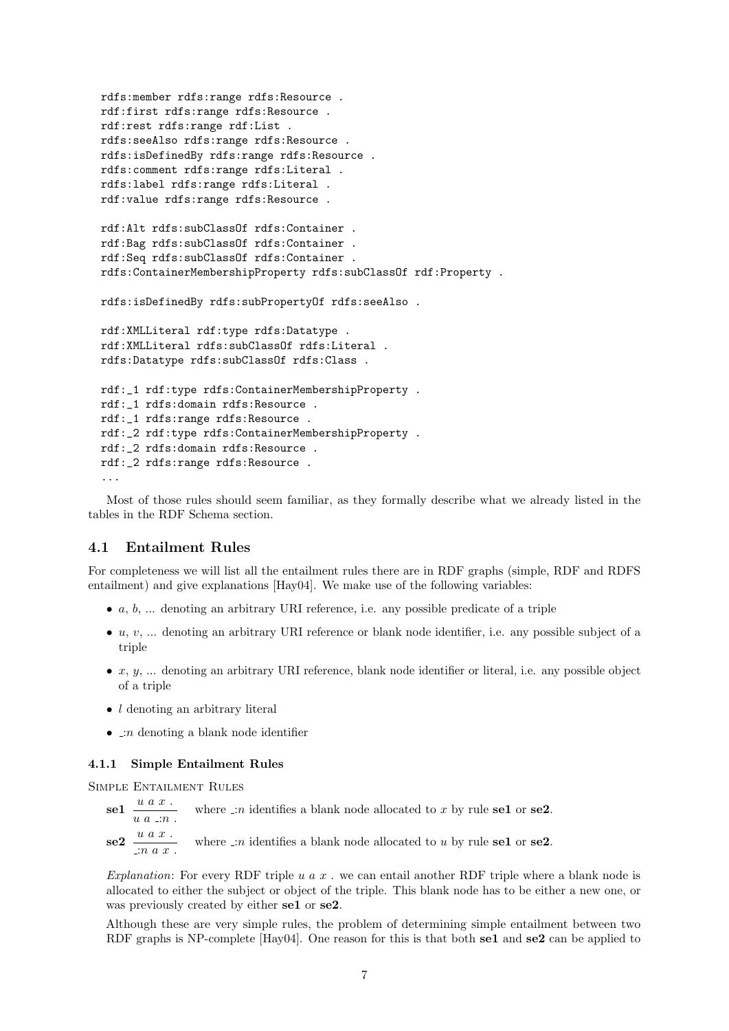```
rdfs:member rdfs:range rdfs:Resource .
rdf:first rdfs:range rdfs:Resource .
rdf:rest rdfs:range rdf:List .
rdfs:seeAlso rdfs:range rdfs:Resource .
rdfs:isDefinedBy rdfs:range rdfs:Resource .
rdfs:comment rdfs:range rdfs:Literal .
rdfs:label rdfs:range rdfs:Literal .
rdf:value rdfs:range rdfs:Resource .

rdf:Alt rdfs:subClassOf rdfs:Container .
rdf:Bag rdfs:subClassOf rdfs:Container .
rdf:Seq rdfs:subClassOf rdfs:Container .
rdfs:ContainerMembershipProperty rdfs:subClassOf rdf:Property .

rdfs:isDefinedBy rdfs:subPropertyOf rdfs:seeAlso .

rdf:XMLLiteral rdf:type rdfs:Datatype .
rdf:XMLLiteral rdfs:subClassOf rdfs:Literal .
rdfs:Datatype rdfs:subClassOf rdfs:Class .

rdf:_1 rdf:type rdfs:ContainerMembershipProperty .
rdf:_1 rdfs:domain rdfs:Resource .
rdf:_1 rdfs:range rdfs:Resource .
rdf:_2 rdf:type rdfs:ContainerMembershipProperty .
rdf:_2 rdfs:domain rdfs:Resource .
rdf:_2 rdfs:range rdfs:Resource .
...
```

Most of those rules should seem familiar, as they formally describe what we already listed in the tables in the RDF Schema section.

## 4.1 Entailment Rules

For completeness we will list all the entailment rules there are in RDF graphs (simple, RDF and RDFS entailment) and give explanations [Hay04]. We make use of the following variables:

- $a$, $b$, ... denoting an arbitrary URI reference, i.e. any possible predicate of a triple
- $u$, $v$, ... denoting an arbitrary URI reference or blank node identifier, i.e. any possible subject of a triple
- $x$, $y$, ... denoting an arbitrary URI reference, blank node identifier or literal, i.e. any possible object of a triple
- $l$ denoting an arbitrary literal
- $\_{:}n$ denoting a blank node identifier

### 4.1.1 Simple Entailment Rules

Simple Entailment Rules

**se1** $\dfrac{u\ a\ x\ .}{u\ a\ \_{:}n\ .}$ where $\_{:}n$ identifies a blank node allocated to $x$ by rule **se1** or **se2**.

**se2** $\dfrac{u\ a\ x\ .}{\_{:}n\ a\ x\ .}$ where $\_{:}n$ identifies a blank node allocated to $u$ by rule **se1** or **se2**.

*Explanation*: For every RDF triple $u\ a\ x$ . we can entail another RDF triple where a blank node is allocated to either the subject or object of the triple. This blank node has to be either a new one, or was previously created by either **se1** or **se2**.

Although these are very simple rules, the problem of determining simple entailment between two RDF graphs is NP-complete [Hay04]. One reason for this is that both **se1** and **se2** can be applied to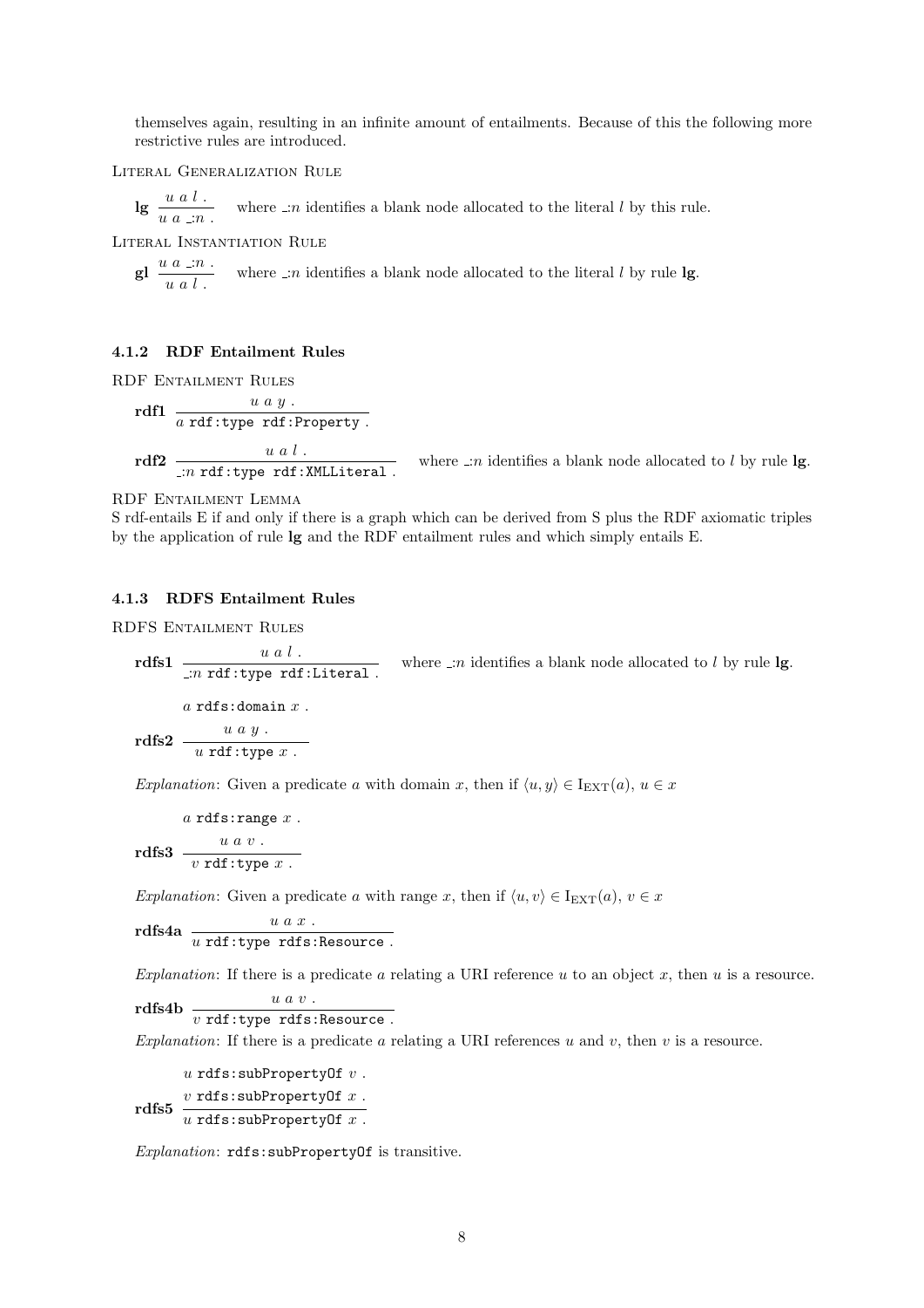themselves again, resulting in an infinite amount of entailments. Because of this the following more restrictive rules are introduced.

Literal Generalization Rule

**lg** $\dfrac{u\ a\ l\ .}{u\ a\ \_{:}n\ .}$ where $\_{:}n$ identifies a blank node allocated to the literal $l$ by this rule.

Literal Instantiation Rule

**gl** $\dfrac{u\ a\ \_{:}n\ .}{u\ a\ l\ .}$ where $\_{:}n$ identifies a blank node allocated to the literal $l$ by rule **lg**.

### 4.1.2 RDF Entailment Rules

RDF Entailment Rules

**rdf1** $\dfrac{u\ a\ y\ .}{a\ \texttt{rdf:type rdf:Property}\ .}$

**rdf2** $\dfrac{u\ a\ l\ .}{\_{:}n\ \texttt{rdf:type rdf:XMLLiteral}\ .}$ where $\_{:}n$ identifies a blank node allocated to $l$ by rule **lg**.

RDF Entailment Lemma

S rdf-entails E if and only if there is a graph which can be derived from S plus the RDF axiomatic triples by the application of rule **lg** and the RDF entailment rules and which simply entails E.

### 4.1.3 RDFS Entailment Rules

RDFS Entailment Rules

**rdfs1** $\dfrac{u\ a\ l\ .}{\_{:}n\ \texttt{rdf:type rdf:Literal}\ .}$ where $\_{:}n$ identifies a blank node allocated to $l$ by rule **lg**.

**rdfs2** $\dfrac{a\ \texttt{rdfs:domain}\ x\ . \quad u\ a\ y\ .}{u\ \texttt{rdf:type}\ x\ .}$

*Explanation*: Given a predicate $a$ with domain $x$, then if $\langle u, y\rangle \in \mathrm{I_{EXT}}(a)$, $u \in x$

**rdfs3** $\dfrac{a\ \texttt{rdfs:range}\ x\ . \quad u\ a\ v\ .}{v\ \texttt{rdf:type}\ x\ .}$

*Explanation*: Given a predicate $a$ with range $x$, then if $\langle u, v\rangle \in \mathrm{I_{EXT}}(a)$, $v \in x$

**rdfs4a** $\dfrac{u\ a\ x\ .}{u\ \texttt{rdf:type rdfs:Resource}\ .}$

*Explanation*: If there is a predicate $a$ relating a URI reference $u$ to an object $x$, then $u$ is a resource.

**rdfs4b** $\dfrac{u\ a\ v\ .}{v\ \texttt{rdf:type rdfs:Resource}\ .}$

*Explanation*: If there is a predicate $a$ relating a URI references $u$ and $v$, then $v$ is a resource.

**rdfs5** $\dfrac{u\ \texttt{rdfs:subPropertyOf}\ v\ . \quad v\ \texttt{rdfs:subPropertyOf}\ x\ .}{u\ \texttt{rdfs:subPropertyOf}\ x\ .}$

*Explanation*: `rdfs:subPropertyOf` is transitive.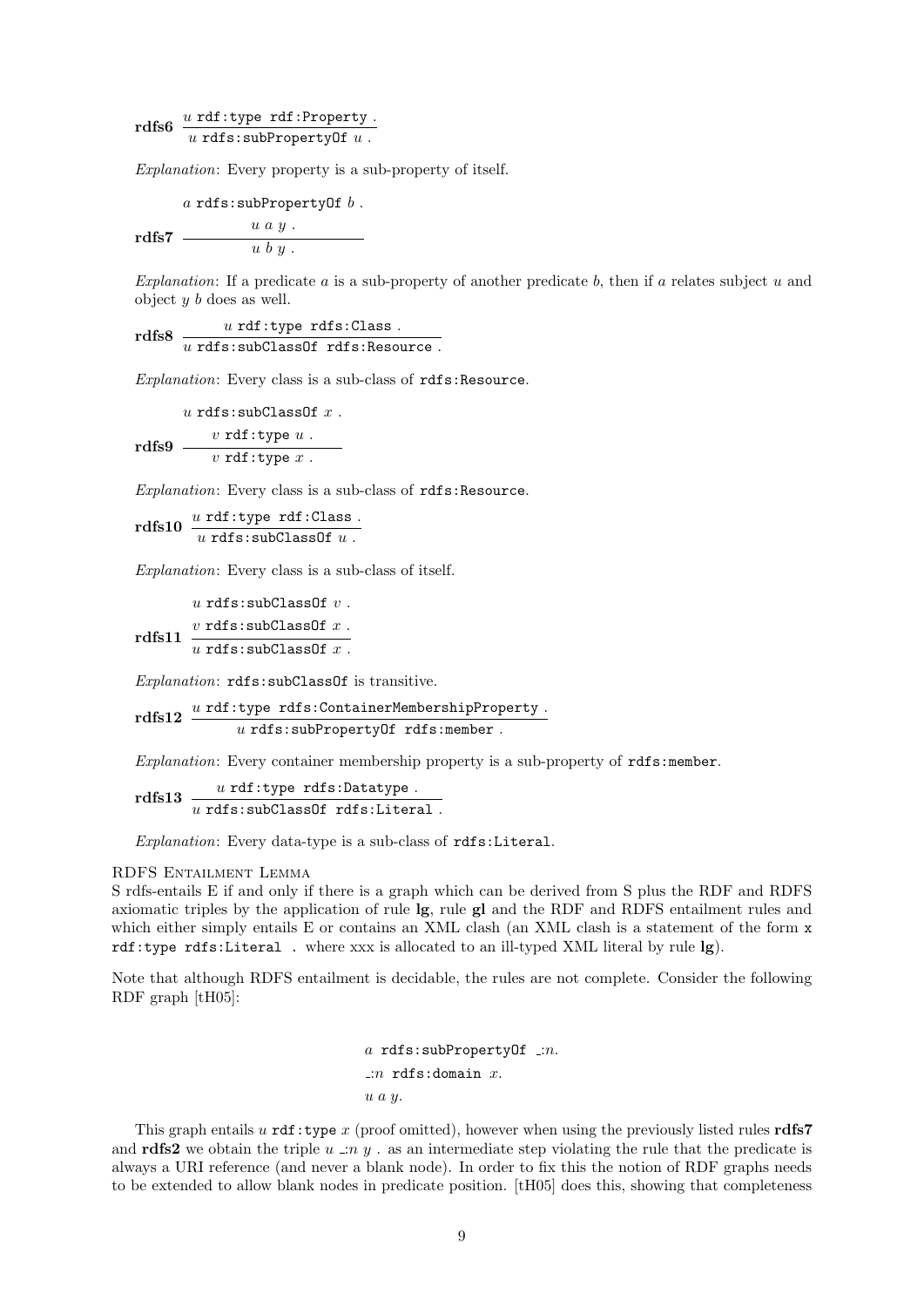**rdfs6** $\dfrac{u \texttt{ rdf:type rdf:Property .}}{u \texttt{ rdfs:subPropertyOf } u \text{ .}}$

*Explanation*: Every property is a sub-property of itself.

**rdfs7** $\dfrac{\begin{array}{l} a \texttt{ rdfs:subPropertyOf } b \text{ .} \\ u\ a\ y \text{ .} \end{array}}{u\ b\ y \text{ .}}$

*Explanation*: If a predicate $a$ is a sub-property of another predicate $b$, then if $a$ relates subject $u$ and object $y$ $b$ does as well.

**rdfs8** $\dfrac{u \texttt{ rdf:type rdfs:Class .}}{u \texttt{ rdfs:subClassOf rdfs:Resource .}}$

*Explanation*: Every class is a sub-class of `rdfs:Resource`.

**rdfs9** $\dfrac{\begin{array}{l} u \texttt{ rdfs:subClassOf } x \text{ .} \\ v \texttt{ rdf:type } u \text{ .} \end{array}}{v \texttt{ rdf:type } x \text{ .}}$

*Explanation*: Every class is a sub-class of `rdfs:Resource`.

**rdfs10** $\dfrac{u \texttt{ rdf:type rdf:Class .}}{u \texttt{ rdfs:subClassOf } u \text{ .}}$

*Explanation*: Every class is a sub-class of itself.

**rdfs11** $\dfrac{\begin{array}{l} u \texttt{ rdfs:subClassOf } v \text{ .} \\ v \texttt{ rdfs:subClassOf } x \text{ .} \end{array}}{u \texttt{ rdfs:subClassOf } x \text{ .}}$

*Explanation*: `rdfs:subClassOf` is transitive.

**rdfs12** $\dfrac{u \texttt{ rdf:type rdfs:ContainerMembershipProperty .}}{u \texttt{ rdfs:subPropertyOf rdfs:member .}}$

*Explanation*: Every container membership property is a sub-property of `rdfs:member`.

**rdfs13** $\dfrac{u \texttt{ rdf:type rdfs:Datatype .}}{u \texttt{ rdfs:subClassOf rdfs:Literal .}}$

*Explanation*: Every data-type is a sub-class of `rdfs:Literal`.

RDFS Entailment Lemma

S rdfs-entails E if and only if there is a graph which can be derived from S plus the RDF and RDFS axiomatic triples by the application of rule **lg**, rule **gl** and the RDF and RDFS entailment rules and which either simply entails E or contains an XML clash (an XML clash is a statement of the form `x rdf:type rdfs:Literal .` where xxx is allocated to an ill-typed XML literal by rule **lg**).

Note that although RDFS entailment is decidable, the rules are not complete. Consider the following RDF graph [tH05]:

$a$ `rdfs:subPropertyOf` $\_{:}n$.
$\_{:}n$ `rdfs:domain` $x$.
$u\ a\ y$.

This graph entails $u$ `rdf:type` $x$ (proof omitted), however when using the previously listed rules **rdfs7** and **rdfs2** we obtain the triple $u\ \_{:}n\ y$ . as an intermediate step violating the rule that the predicate is always a URI reference (and never a blank node). In order to fix this the notion of RDF graphs needs to be extended to allow blank nodes in predicate position. [tH05] does this, showing that completeness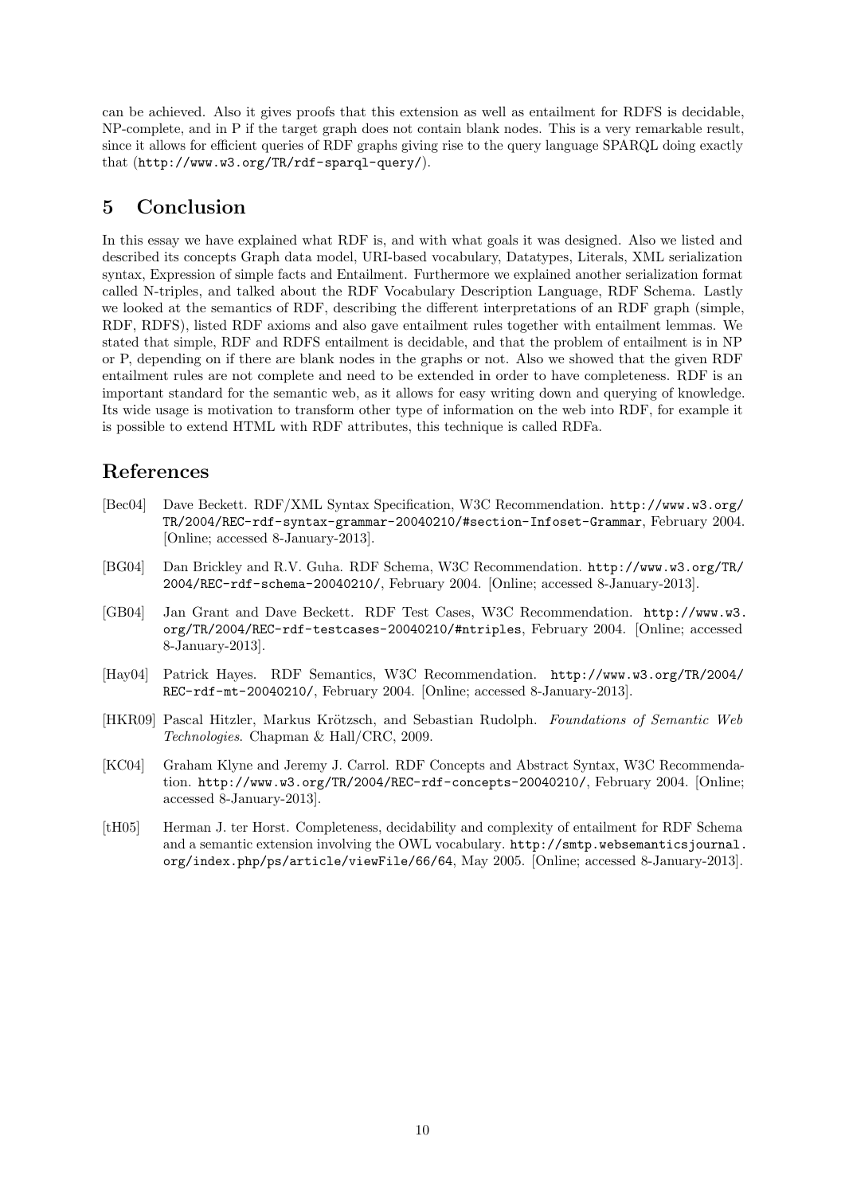can be achieved. Also it gives proofs that this extension as well as entailment for RDFS is decidable, NP-complete, and in P if the target graph does not contain blank nodes. This is a very remarkable result, since it allows for efficient queries of RDF graphs giving rise to the query language SPARQL doing exactly that (http://www.w3.org/TR/rdf-sparql-query/).

# 5 Conclusion

In this essay we have explained what RDF is, and with what goals it was designed. Also we listed and described its concepts Graph data model, URI-based vocabulary, Datatypes, Literals, XML serialization syntax, Expression of simple facts and Entailment. Furthermore we explained another serialization format called N-triples, and talked about the RDF Vocabulary Description Language, RDF Schema. Lastly we looked at the semantics of RDF, describing the different interpretations of an RDF graph (simple, RDF, RDFS), listed RDF axioms and also gave entailment rules together with entailment lemmas. We stated that simple, RDF and RDFS entailment is decidable, and that the problem of entailment is in NP or P, depending on if there are blank nodes in the graphs or not. Also we showed that the given RDF entailment rules are not complete and need to be extended in order to have completeness. RDF is an important standard for the semantic web, as it allows for easy writing down and querying of knowledge. Its wide usage is motivation to transform other type of information on the web into RDF, for example it is possible to extend HTML with RDF attributes, this technique is called RDFa.

# References

[Bec04] Dave Beckett. RDF/XML Syntax Specification, W3C Recommendation. http://www.w3.org/TR/2004/REC-rdf-syntax-grammar-20040210/#section-Infoset-Grammar, February 2004. [Online; accessed 8-January-2013].

[BG04] Dan Brickley and R.V. Guha. RDF Schema, W3C Recommendation. http://www.w3.org/TR/2004/REC-rdf-schema-20040210/, February 2004. [Online; accessed 8-January-2013].

[GB04] Jan Grant and Dave Beckett. RDF Test Cases, W3C Recommendation. http://www.w3.org/TR/2004/REC-rdf-testcases-20040210/#ntriples, February 2004. [Online; accessed 8-January-2013].

[Hay04] Patrick Hayes. RDF Semantics, W3C Recommendation. http://www.w3.org/TR/2004/REC-rdf-mt-20040210/, February 2004. [Online; accessed 8-January-2013].

[HKR09] Pascal Hitzler, Markus Krötzsch, and Sebastian Rudolph. *Foundations of Semantic Web Technologies*. Chapman & Hall/CRC, 2009.

[KC04] Graham Klyne and Jeremy J. Carrol. RDF Concepts and Abstract Syntax, W3C Recommendation. http://www.w3.org/TR/2004/REC-rdf-concepts-20040210/, February 2004. [Online; accessed 8-January-2013].

[tH05] Herman J. ter Horst. Completeness, decidability and complexity of entailment for RDF Schema and a semantic extension involving the OWL vocabulary. http://smtp.websemanticsjournal.org/index.php/ps/article/viewFile/66/64, May 2005. [Online; accessed 8-January-2013].